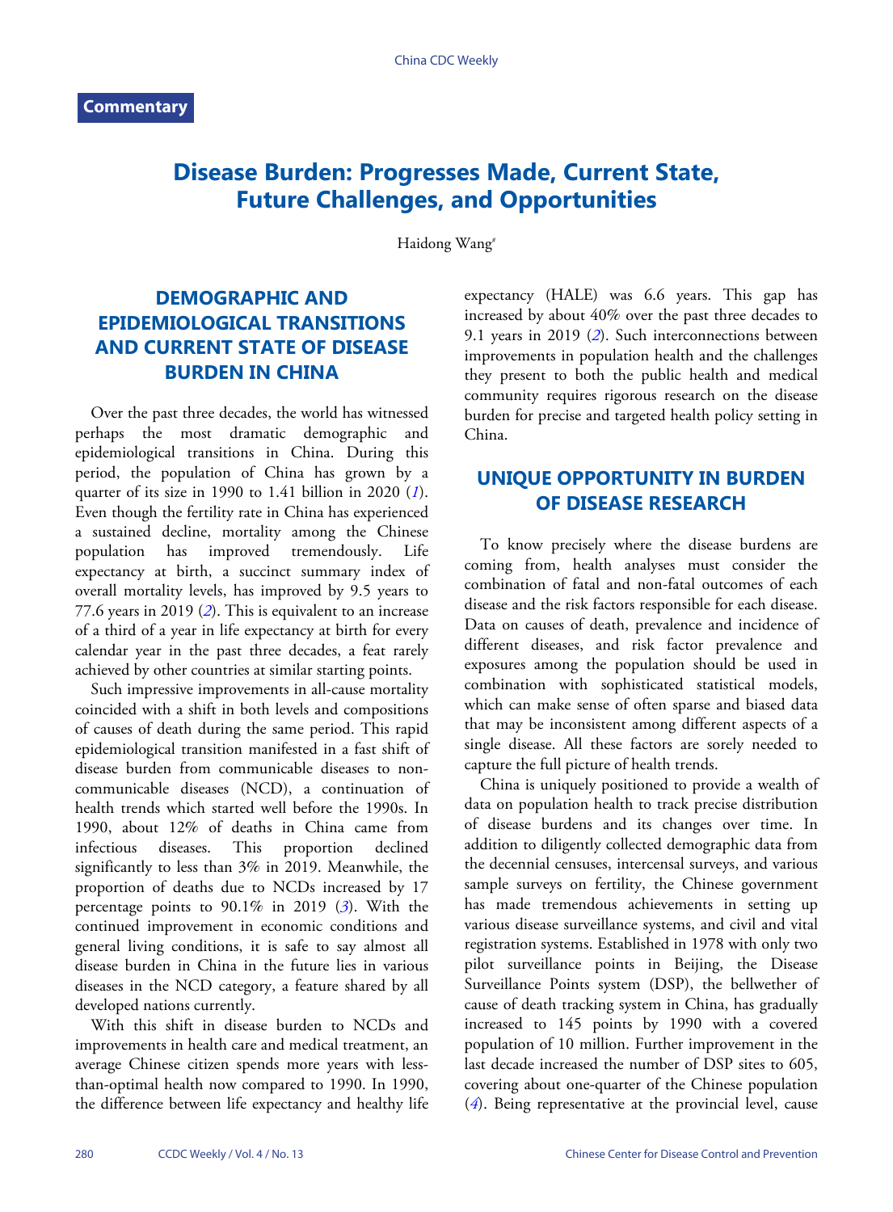Commentary

# Disease Burden: Progresses Made, Current State, Future Challenges, and Opportunities

Haidong Wang[#]

## DEMOGRAPHIC AND EPIDEMIOLOGICAL TRANSITIONS AND CURRENT STATE OF DISEASE BURDEN IN CHINA

Over the past three decades, the world has witnessed perhaps the most dramatic demographic and epidemiological transitions in China. During this period, the population of China has grown by a quarter of its size in 1990 to 1.41 billion in 2020 (*1*). Even though the fertility rate in China has experienced a sustained decline, mortality among the Chinese population has improved tremendously. Life expectancy at birth, a succinct summary index of overall mortality levels, has improved by 9.5 years to 77.6 years in 2019 (*2*). This is equivalent to an increase of a third of a year in life expectancy at birth for every calendar year in the past three decades, a feat rarely achieved by other countries at similar starting points.

Such impressive improvements in all-cause mortality coincided with a shift in both levels and compositions of causes of death during the same period. This rapid epidemiological transition manifested in a fast shift of disease burden from communicable diseases to non-communicable diseases (NCD), a continuation of health trends which started well before the 1990s. In 1990, about 12% of deaths in China came from infectious diseases. This proportion declined significantly to less than 3% in 2019. Meanwhile, the proportion of deaths due to NCDs increased by 17 percentage points to 90.1% in 2019 (*3*). With the continued improvement in economic conditions and general living conditions, it is safe to say almost all disease burden in China in the future lies in various diseases in the NCD category, a feature shared by all developed nations currently.

With this shift in disease burden to NCDs and improvements in health care and medical treatment, an average Chinese citizen spends more years with less-than-optimal health now compared to 1990. In 1990, the difference between life expectancy and healthy life expectancy (HALE) was 6.6 years. This gap has increased by about 40% over the past three decades to 9.1 years in 2019 (*2*). Such interconnections between improvements in population health and the challenges they present to both the public health and medical community requires rigorous research on the disease burden for precise and targeted health policy setting in China.

## UNIQUE OPPORTUNITY IN BURDEN OF DISEASE RESEARCH

To know precisely where the disease burdens are coming from, health analyses must consider the combination of fatal and non-fatal outcomes of each disease and the risk factors responsible for each disease. Data on causes of death, prevalence and incidence of different diseases, and risk factor prevalence and exposures among the population should be used in combination with sophisticated statistical models, which can make sense of often sparse and biased data that may be inconsistent among different aspects of a single disease. All these factors are sorely needed to capture the full picture of health trends.

China is uniquely positioned to provide a wealth of data on population health to track precise distribution of disease burdens and its changes over time. In addition to diligently collected demographic data from the decennial censuses, intercensal surveys, and various sample surveys on fertility, the Chinese government has made tremendous achievements in setting up various disease surveillance systems, and civil and vital registration systems. Established in 1978 with only two pilot surveillance points in Beijing, the Disease Surveillance Points system (DSP), the bellwether of cause of death tracking system in China, has gradually increased to 145 points by 1990 with a covered population of 10 million. Further improvement in the last decade increased the number of DSP sites to 605, covering about one-quarter of the Chinese population (*4*). Being representative at the provincial level, cause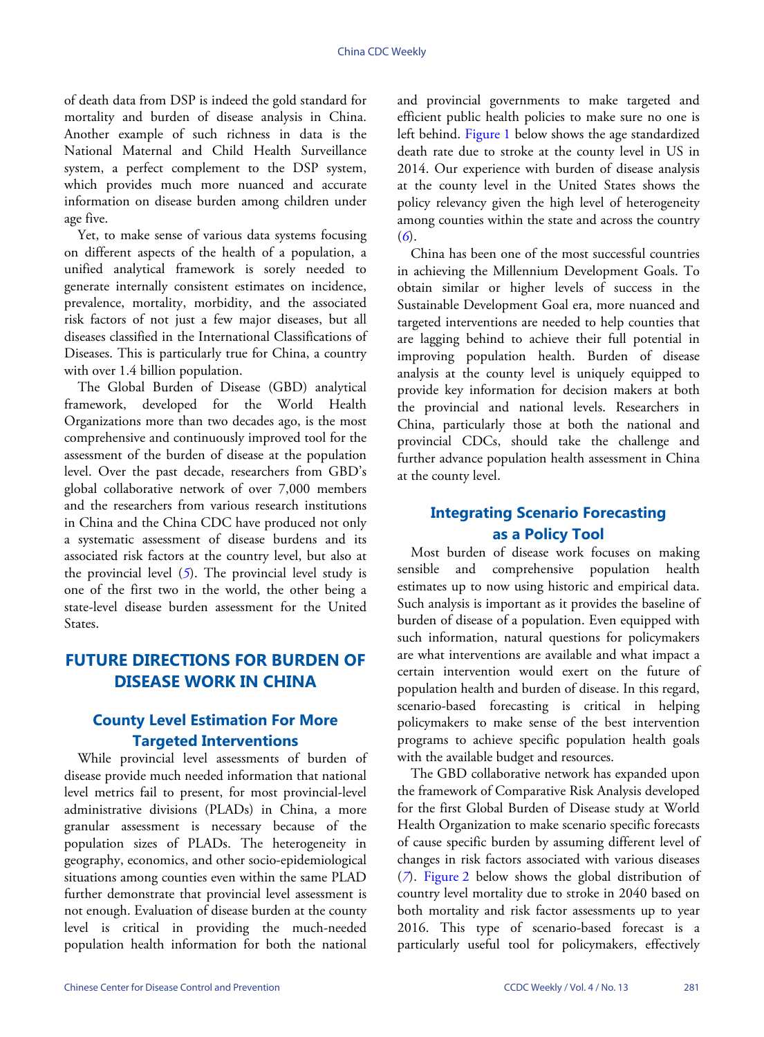of death data from DSP is indeed the gold standard for mortality and burden of disease analysis in China. Another example of such richness in data is the National Maternal and Child Health Surveillance system, a perfect complement to the DSP system, which provides much more nuanced and accurate information on disease burden among children under age five.

Yet, to make sense of various data systems focusing on different aspects of the health of a population, a unified analytical framework is sorely needed to generate internally consistent estimates on incidence, prevalence, mortality, morbidity, and the associated risk factors of not just a few major diseases, but all diseases classified in the International Classifications of Diseases. This is particularly true for China, a country with over 1.4 billion population.

The Global Burden of Disease (GBD) analytical framework, developed for the World Health Organizations more than two decades ago, is the most comprehensive and continuously improved tool for the assessment of the burden of disease at the population level. Over the past decade, researchers from GBD's global collaborative network of over 7,000 members and the researchers from various research institutions in China and the China CDC have produced not only a systematic assessment of disease burdens and its associated risk factors at the country level, but also at the provincial level (*5*). The provincial level study is one of the first two in the world, the other being a state-level disease burden assessment for the United States.

# FUTURE DIRECTIONS FOR BURDEN OF DISEASE WORK IN CHINA

## County Level Estimation For More Targeted Interventions

While provincial level assessments of burden of disease provide much needed information that national level metrics fail to present, for most provincial-level administrative divisions (PLADs) in China, a more granular assessment is necessary because of the population sizes of PLADs. The heterogeneity in geography, economics, and other socio-epidemiological situations among counties even within the same PLAD further demonstrate that provincial level assessment is not enough. Evaluation of disease burden at the county level is critical in providing the much-needed population health information for both the national and provincial governments to make targeted and efficient public health policies to make sure no one is left behind. Figure 1 below shows the age standardized death rate due to stroke at the county level in US in 2014. Our experience with burden of disease analysis at the county level in the United States shows the policy relevancy given the high level of heterogeneity among counties within the state and across the country (*6*).

China has been one of the most successful countries in achieving the Millennium Development Goals. To obtain similar or higher levels of success in the Sustainable Development Goal era, more nuanced and targeted interventions are needed to help counties that are lagging behind to achieve their full potential in improving population health. Burden of disease analysis at the county level is uniquely equipped to provide key information for decision makers at both the provincial and national levels. Researchers in China, particularly those at both the national and provincial CDCs, should take the challenge and further advance population health assessment in China at the county level.

## Integrating Scenario Forecasting as a Policy Tool

Most burden of disease work focuses on making sensible and comprehensive population health estimates up to now using historic and empirical data. Such analysis is important as it provides the baseline of burden of disease of a population. Even equipped with such information, natural questions for policymakers are what interventions are available and what impact a certain intervention would exert on the future of population health and burden of disease. In this regard, scenario-based forecasting is critical in helping policymakers to make sense of the best intervention programs to achieve specific population health goals with the available budget and resources.

The GBD collaborative network has expanded upon the framework of Comparative Risk Analysis developed for the first Global Burden of Disease study at World Health Organization to make scenario specific forecasts of cause specific burden by assuming different level of changes in risk factors associated with various diseases (*7*). Figure 2 below shows the global distribution of country level mortality due to stroke in 2040 based on both mortality and risk factor assessments up to year 2016. This type of scenario-based forecast is a particularly useful tool for policymakers, effectively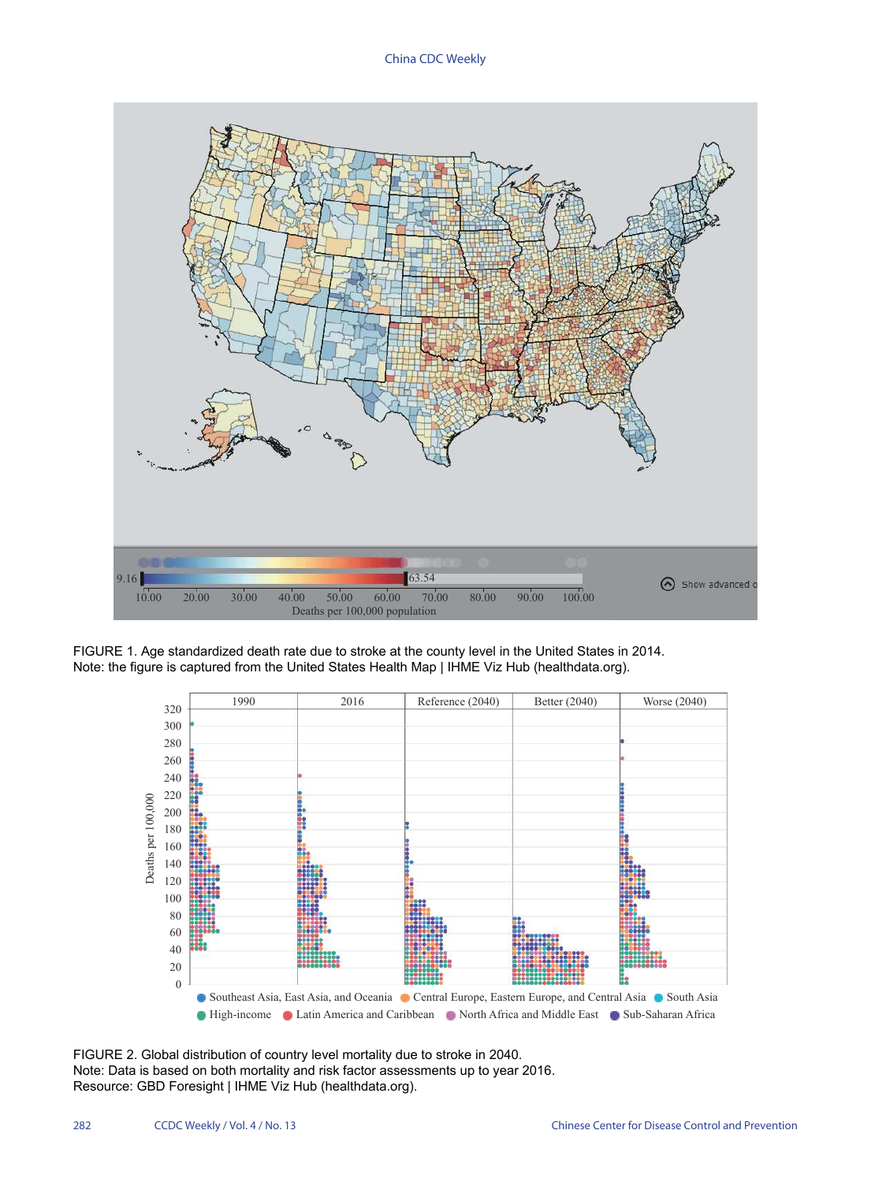FIGURE 1. Age standardized death rate due to stroke at the county level in the United States in 2014.
Note: the figure is captured from the United States Health Map | IHME Viz Hub (healthdata.org).

FIGURE 2. Global distribution of country level mortality due to stroke in 2040.
Note: Data is based on both mortality and risk factor assessments up to year 2016.
Resource: GBD Foresight | IHME Viz Hub (healthdata.org).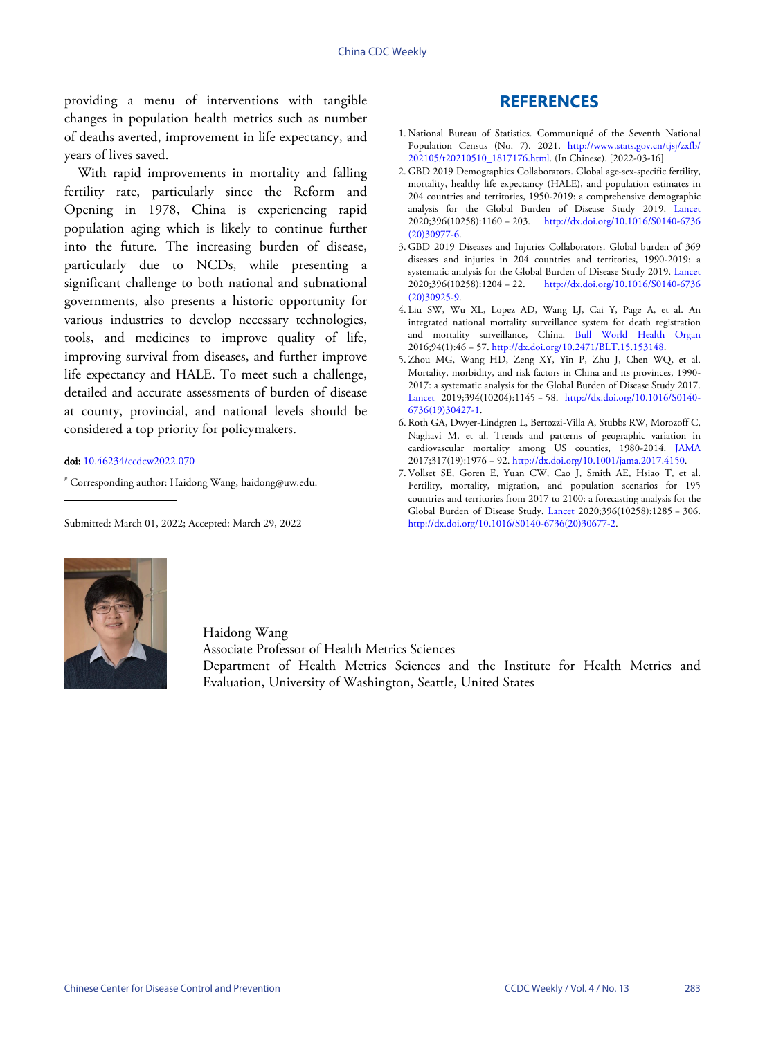providing a menu of interventions with tangible changes in population health metrics such as number of deaths averted, improvement in life expectancy, and years of lives saved.

With rapid improvements in mortality and falling fertility rate, particularly since the Reform and Opening in 1978, China is experiencing rapid population aging which is likely to continue further into the future. The increasing burden of disease, particularly due to NCDs, while presenting a significant challenge to both national and subnational governments, also presents a historic opportunity for various industries to develop necessary technologies, tools, and medicines to improve quality of life, improving survival from diseases, and further improve life expectancy and HALE. To meet such a challenge, detailed and accurate assessments of burden of disease at county, provincial, and national levels should be considered a top priority for policymakers.

**doi:** 10.46234/ccdcw2022.070

[#] Corresponding author: Haidong Wang, haidong@uw.edu.

Submitted: March 01, 2022; Accepted: March 29, 2022

## REFERENCES

1. National Bureau of Statistics. Communiqué of the Seventh National Population Census (No. 7). 2021. http://www.stats.gov.cn/tjsj/zxfb/202105/t20210510_1817176.html. (In Chinese). [2022-03-16]
2. GBD 2019 Demographics Collaborators. Global age-sex-specific fertility, mortality, healthy life expectancy (HALE), and population estimates in 204 countries and territories, 1950-2019: a comprehensive demographic analysis for the Global Burden of Disease Study 2019. Lancet 2020;396(10258):1160 – 203. http://dx.doi.org/10.1016/S0140-6736(20)30977-6.
3. GBD 2019 Diseases and Injuries Collaborators. Global burden of 369 diseases and injuries in 204 countries and territories, 1990-2019: a systematic analysis for the Global Burden of Disease Study 2019. Lancet 2020;396(10258):1204 – 22. http://dx.doi.org/10.1016/S0140-6736(20)30925-9.
4. Liu SW, Wu XL, Lopez AD, Wang LJ, Cai Y, Page A, et al. An integrated national mortality surveillance system for death registration and mortality surveillance, China. Bull World Health Organ 2016;94(1):46 – 57. http://dx.doi.org/10.2471/BLT.15.153148.
5. Zhou MG, Wang HD, Zeng XY, Yin P, Zhu J, Chen WQ, et al. Mortality, morbidity, and risk factors in China and its provinces, 1990-2017: a systematic analysis for the Global Burden of Disease Study 2017. Lancet 2019;394(10204):1145 – 58. http://dx.doi.org/10.1016/S0140-6736(19)30427-1.
6. Roth GA, Dwyer-Lindgren L, Bertozzi-Villa A, Stubbs RW, Morozoff C, Naghavi M, et al. Trends and patterns of geographic variation in cardiovascular mortality among US counties, 1980-2014. JAMA 2017;317(19):1976 – 92. http://dx.doi.org/10.1001/jama.2017.4150.
7. Vollset SE, Goren E, Yuan CW, Cao J, Smith AE, Hsiao T, et al. Fertility, mortality, migration, and population scenarios for 195 countries and territories from 2017 to 2100: a forecasting analysis for the Global Burden of Disease Study. Lancet 2020;396(10258):1285 – 306. http://dx.doi.org/10.1016/S0140-6736(20)30677-2.

Haidong Wang
Associate Professor of Health Metrics Sciences
Department of Health Metrics Sciences and the Institute for Health Metrics and Evaluation, University of Washington, Seattle, United States